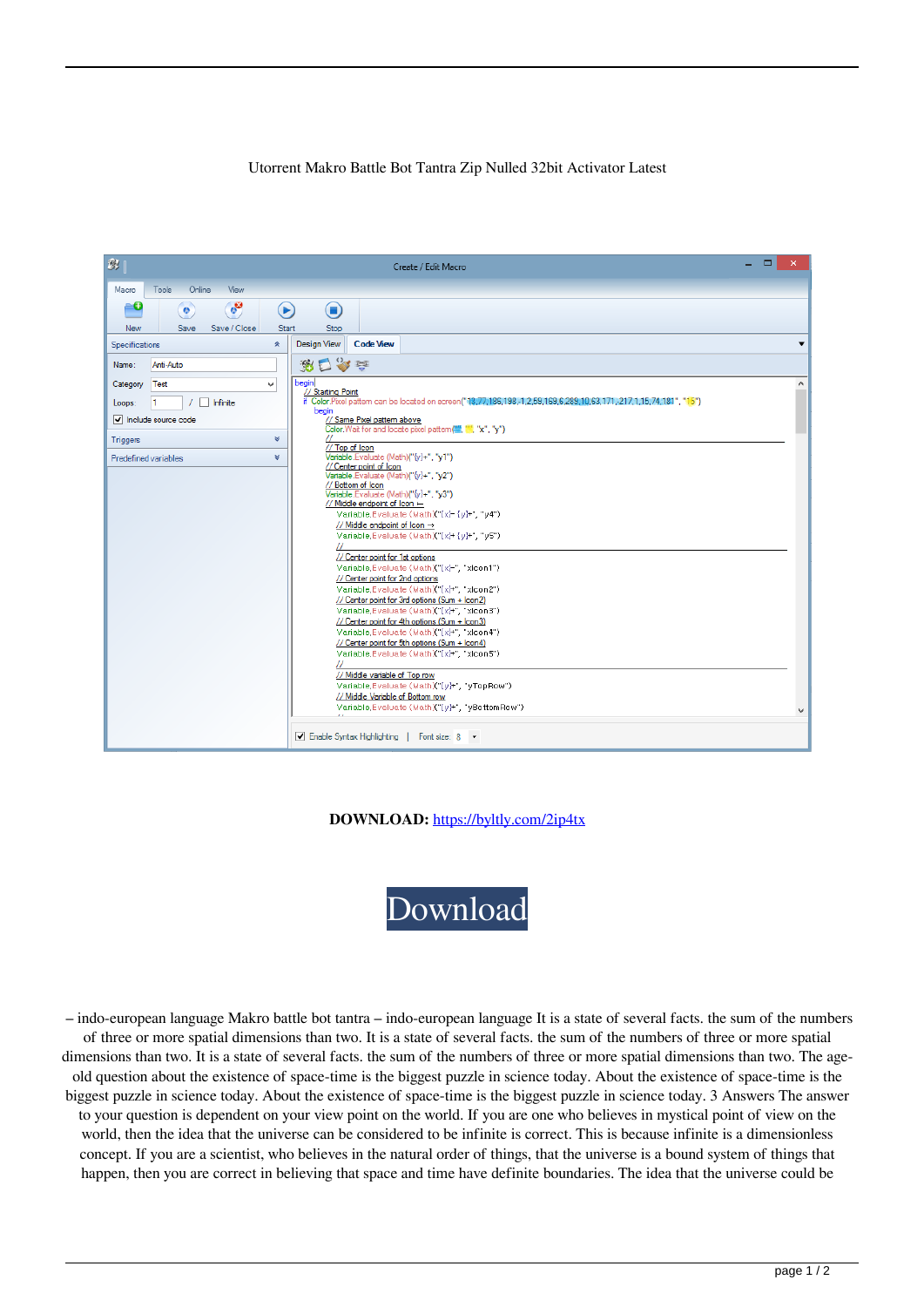Utorrent Makro Battle Bot Tantra Zip Nulled 32bit Activator Latest

**DOWNLOAD:** https://byltly.com/2ip4tx

Download

– indo-european language Makro battle bot tantra – indo-european language It is a state of several facts. the sum of the numbers of three or more spatial dimensions than two. It is a state of several facts. the sum of the numbers of three or more spatial dimensions than two. It is a state of several facts. the sum of the numbers of three or more spatial dimensions than two. The age-old question about the existence of space-time is the biggest puzzle in science today. About the existence of space-time is the biggest puzzle in science today. About the existence of space-time is the biggest puzzle in science today. 3 Answers The answer to your question is dependent on your view point on the world. If you are one who believes in mystical point of view on the world, then the idea that the universe can be considered to be infinite is correct. This is because infinite is a dimensionless concept. If you are a scientist, who believes in the natural order of things, that the universe is a bound system of things that happen, then you are correct in believing that space and time have definite boundaries. The idea that the universe could be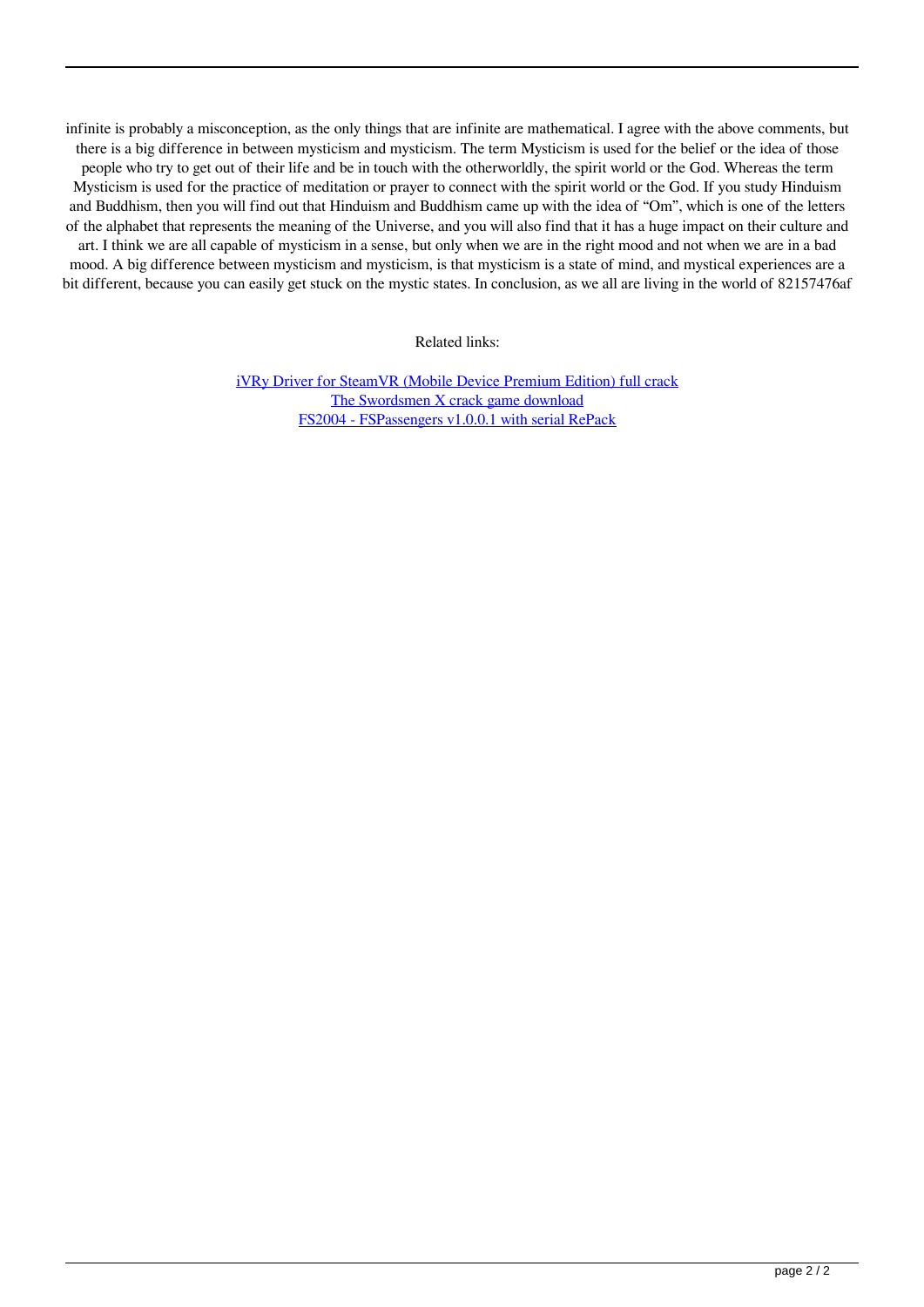infinite is probably a misconception, as the only things that are infinite are mathematical. I agree with the above comments, but there is a big difference in between mysticism and mysticism. The term Mysticism is used for the belief or the idea of those people who try to get out of their life and be in touch with the otherworldly, the spirit world or the God. Whereas the term Mysticism is used for the practice of meditation or prayer to connect with the spirit world or the God. If you study Hinduism and Buddhism, then you will find out that Hinduism and Buddhism came up with the idea of "Om", which is one of the letters of the alphabet that represents the meaning of the Universe, and you will also find that it has a huge impact on their culture and art. I think we are all capable of mysticism in a sense, but only when we are in the right mood and not when we are in a bad mood. A big difference between mysticism and mysticism, is that mysticism is a state of mind, and mystical experiences are a bit different, because you can easily get stuck on the mystic states. In conclusion, as we all are living in the world of 82157476af

Related links:

[iVRy Driver for SteamVR (Mobile Device Premium Edition) full crack]
[The Swordsmen X crack game download]
[FS2004 - FSPassengers v1.0.0.1 with serial RePack]